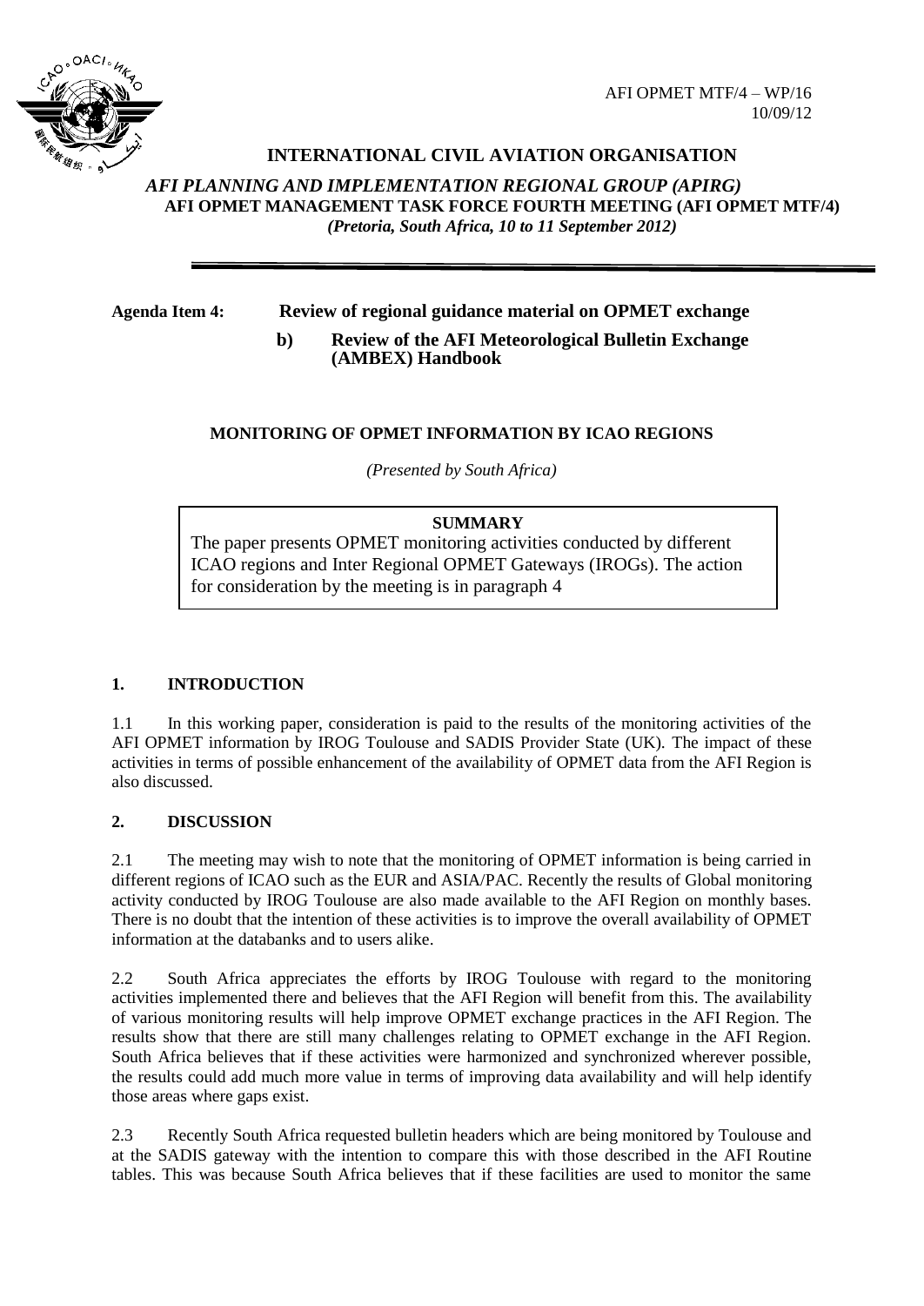AFI OPMET MTF/4 – WP/16
10/09/12

**INTERNATIONAL CIVIL AVIATION ORGANISATION**

*AFI PLANNING AND IMPLEMENTATION REGIONAL GROUP (APIRG)*
**AFI OPMET MANAGEMENT TASK FORCE FOURTH MEETING (AFI OPMET MTF/4)**
*(Pretoria, South Africa, 10 to 11 September 2012)*

---

**Agenda Item 4: Review of regional guidance material on OPMET exchange**

**b) Review of the AFI Meteorological Bulletin Exchange (AMBEX) Handbook**

**MONITORING OF OPMET INFORMATION BY ICAO REGIONS**

*(Presented by South Africa)*

> **SUMMARY**
>
> The paper presents OPMET monitoring activities conducted by different ICAO regions and Inter Regional OPMET Gateways (IROGs). The action for consideration by the meeting is in paragraph 4

## 1. INTRODUCTION

1.1 In this working paper, consideration is paid to the results of the monitoring activities of the AFI OPMET information by IROG Toulouse and SADIS Provider State (UK). The impact of these activities in terms of possible enhancement of the availability of OPMET data from the AFI Region is also discussed.

## 2. DISCUSSION

2.1 The meeting may wish to note that the monitoring of OPMET information is being carried in different regions of ICAO such as the EUR and ASIA/PAC. Recently the results of Global monitoring activity conducted by IROG Toulouse are also made available to the AFI Region on monthly bases. There is no doubt that the intention of these activities is to improve the overall availability of OPMET information at the databanks and to users alike.

2.2 South Africa appreciates the efforts by IROG Toulouse with regard to the monitoring activities implemented there and believes that the AFI Region will benefit from this. The availability of various monitoring results will help improve OPMET exchange practices in the AFI Region. The results show that there are still many challenges relating to OPMET exchange in the AFI Region. South Africa believes that if these activities were harmonized and synchronized wherever possible, the results could add much more value in terms of improving data availability and will help identify those areas where gaps exist.

2.3 Recently South Africa requested bulletin headers which are being monitored by Toulouse and at the SADIS gateway with the intention to compare this with those described in the AFI Routine tables. This was because South Africa believes that if these facilities are used to monitor the same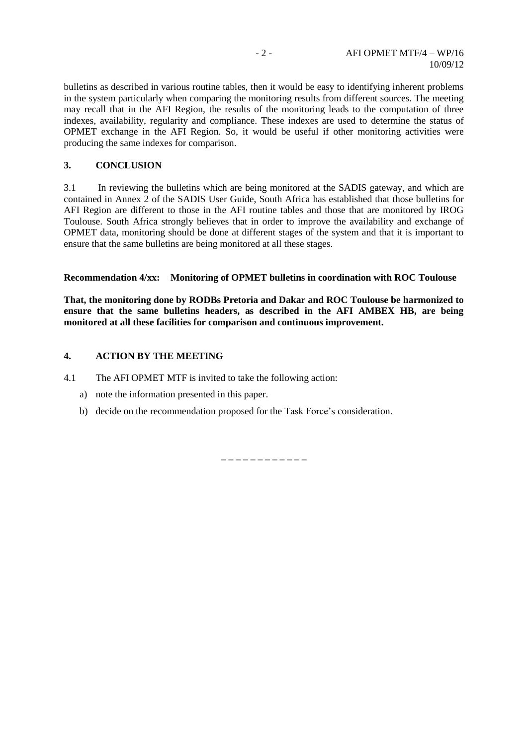bulletins as described in various routine tables, then it would be easy to identifying inherent problems in the system particularly when comparing the monitoring results from different sources. The meeting may recall that in the AFI Region, the results of the monitoring leads to the computation of three indexes, availability, regularity and compliance. These indexes are used to determine the status of OPMET exchange in the AFI Region. So, it would be useful if other monitoring activities were producing the same indexes for comparison.

## 3. CONCLUSION

3.1 In reviewing the bulletins which are being monitored at the SADIS gateway, and which are contained in Annex 2 of the SADIS User Guide, South Africa has established that those bulletins for AFI Region are different to those in the AFI routine tables and those that are monitored by IROG Toulouse. South Africa strongly believes that in order to improve the availability and exchange of OPMET data, monitoring should be done at different stages of the system and that it is important to ensure that the same bulletins are being monitored at all these stages.

**Recommendation 4/xx: Monitoring of OPMET bulletins in coordination with ROC Toulouse**

**That, the monitoring done by RODBs Pretoria and Dakar and ROC Toulouse be harmonized to ensure that the same bulletins headers, as described in the AFI AMBEX HB, are being monitored at all these facilities for comparison and continuous improvement.**

## 4. ACTION BY THE MEETING

4.1 The AFI OPMET MTF is invited to take the following action:

a) note the information presented in this paper.

b) decide on the recommendation proposed for the Task Force's consideration.

– – – – – – – – – – – –